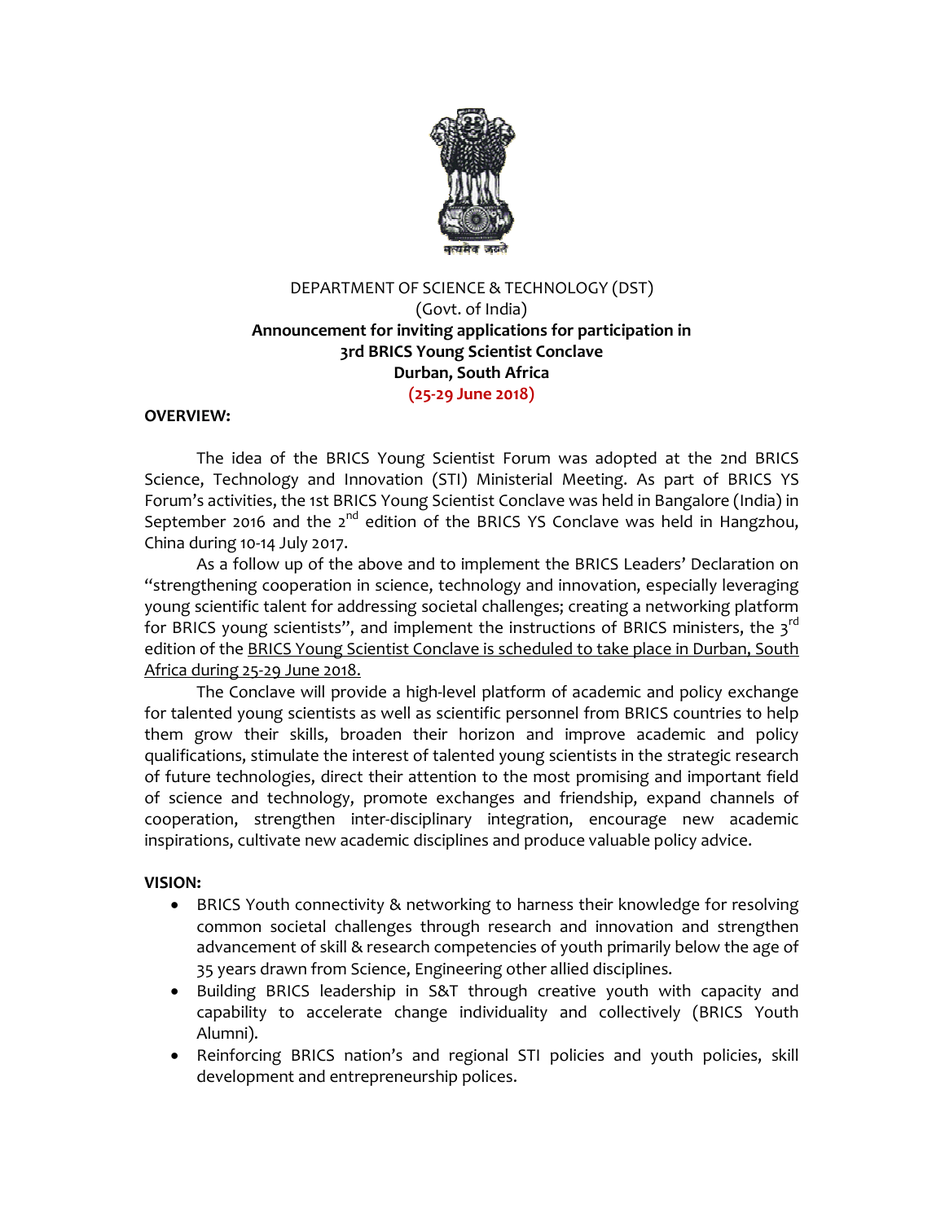DEPARTMENT OF SCIENCE & TECHNOLOGY (DST)
(Govt. of India)

**Announcement for inviting applications for participation in 3rd BRICS Young Scientist Conclave Durban, South Africa**

**(25-29 June 2018)**

**OVERVIEW:**

The idea of the BRICS Young Scientist Forum was adopted at the 2nd BRICS Science, Technology and Innovation (STI) Ministerial Meeting. As part of BRICS YS Forum's activities, the 1st BRICS Young Scientist Conclave was held in Bangalore (India) in September 2016 and the 2nd edition of the BRICS YS Conclave was held in Hangzhou, China during 10-14 July 2017.

As a follow up of the above and to implement the BRICS Leaders' Declaration on "strengthening cooperation in science, technology and innovation, especially leveraging young scientific talent for addressing societal challenges; creating a networking platform for BRICS young scientists", and implement the instructions of BRICS ministers, the 3rd edition of the BRICS Young Scientist Conclave is scheduled to take place in Durban, South Africa during 25-29 June 2018.

The Conclave will provide a high-level platform of academic and policy exchange for talented young scientists as well as scientific personnel from BRICS countries to help them grow their skills, broaden their horizon and improve academic and policy qualifications, stimulate the interest of talented young scientists in the strategic research of future technologies, direct their attention to the most promising and important field of science and technology, promote exchanges and friendship, expand channels of cooperation, strengthen inter-disciplinary integration, encourage new academic inspirations, cultivate new academic disciplines and produce valuable policy advice.

**VISION:**

- BRICS Youth connectivity & networking to harness their knowledge for resolving common societal challenges through research and innovation and strengthen advancement of skill & research competencies of youth primarily below the age of 35 years drawn from Science, Engineering other allied disciplines.
- Building BRICS leadership in S&T through creative youth with capacity and capability to accelerate change individuality and collectively (BRICS Youth Alumni).
- Reinforcing BRICS nation's and regional STI policies and youth policies, skill development and entrepreneurship polices.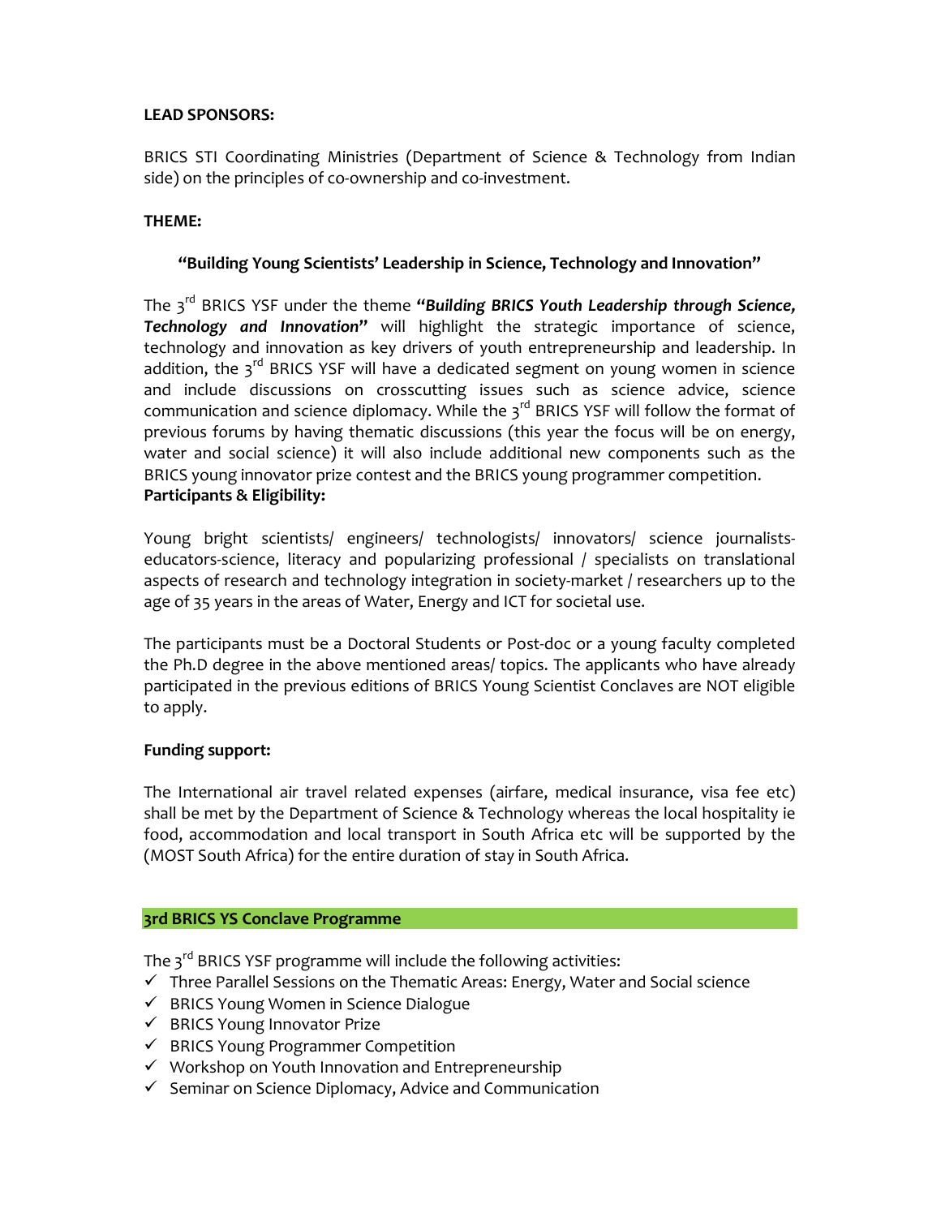**LEAD SPONSORS:**

BRICS STI Coordinating Ministries (Department of Science & Technology from Indian side) on the principles of co-ownership and co-investment.

**THEME:**

**"Building Young Scientists' Leadership in Science, Technology and Innovation"**

The 3rd BRICS YSF under the theme ***"Building BRICS Youth Leadership through Science, Technology and Innovation"*** will highlight the strategic importance of science, technology and innovation as key drivers of youth entrepreneurship and leadership. In addition, the 3rd BRICS YSF will have a dedicated segment on young women in science and include discussions on crosscutting issues such as science advice, science communication and science diplomacy. While the 3rd BRICS YSF will follow the format of previous forums by having thematic discussions (this year the focus will be on energy, water and social science) it will also include additional new components such as the BRICS young innovator prize contest and the BRICS young programmer competition.

**Participants & Eligibility:**

Young bright scientists/ engineers/ technologists/ innovators/ science journalists-educators-science, literacy and popularizing professional / specialists on translational aspects of research and technology integration in society-market / researchers up to the age of 35 years in the areas of Water, Energy and ICT for societal use.

The participants must be a Doctoral Students or Post-doc or a young faculty completed the Ph.D degree in the above mentioned areas/ topics. The applicants who have already participated in the previous editions of BRICS Young Scientist Conclaves are NOT eligible to apply.

**Funding support:**

The International air travel related expenses (airfare, medical insurance, visa fee etc) shall be met by the Department of Science & Technology whereas the local hospitality ie food, accommodation and local transport in South Africa etc will be supported by the (MOST South Africa) for the entire duration of stay in South Africa.

**3rd BRICS YS Conclave Programme**

The 3rd BRICS YSF programme will include the following activities:

- ✓ Three Parallel Sessions on the Thematic Areas: Energy, Water and Social science
- ✓ BRICS Young Women in Science Dialogue
- ✓ BRICS Young Innovator Prize
- ✓ BRICS Young Programmer Competition
- ✓ Workshop on Youth Innovation and Entrepreneurship
- ✓ Seminar on Science Diplomacy, Advice and Communication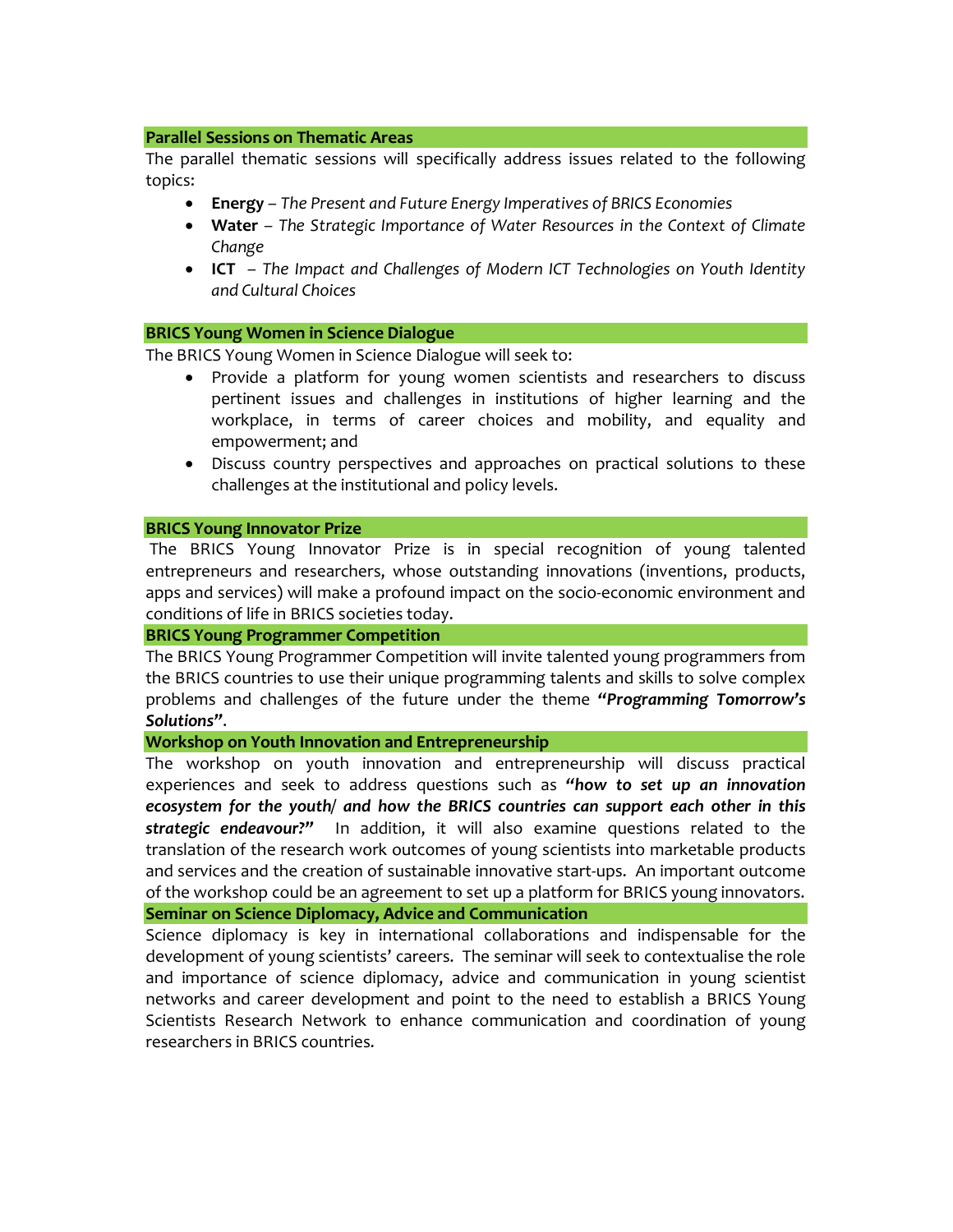### Parallel Sessions on Thematic Areas

The parallel thematic sessions will specifically address issues related to the following topics:

- **Energy** – *The Present and Future Energy Imperatives of BRICS Economies*
- **Water** – *The Strategic Importance of Water Resources in the Context of Climate Change*
- **ICT** – *The Impact and Challenges of Modern ICT Technologies on Youth Identity and Cultural Choices*

### BRICS Young Women in Science Dialogue

The BRICS Young Women in Science Dialogue will seek to:

- Provide a platform for young women scientists and researchers to discuss pertinent issues and challenges in institutions of higher learning and the workplace, in terms of career choices and mobility, and equality and empowerment; and
- Discuss country perspectives and approaches on practical solutions to these challenges at the institutional and policy levels.

### BRICS Young Innovator Prize

The BRICS Young Innovator Prize is in special recognition of young talented entrepreneurs and researchers, whose outstanding innovations (inventions, products, apps and services) will make a profound impact on the socio-economic environment and conditions of life in BRICS societies today.

### BRICS Young Programmer Competition

The BRICS Young Programmer Competition will invite talented young programmers from the BRICS countries to use their unique programming talents and skills to solve complex problems and challenges of the future under the theme ***"Programming Tomorrow's Solutions"***.

### Workshop on Youth Innovation and Entrepreneurship

The workshop on youth innovation and entrepreneurship will discuss practical experiences and seek to address questions such as ***"how to set up an innovation ecosystem for the youth/ and how the BRICS countries can support each other in this strategic endeavour?"*** In addition, it will also examine questions related to the translation of the research work outcomes of young scientists into marketable products and services and the creation of sustainable innovative start-ups. An important outcome of the workshop could be an agreement to set up a platform for BRICS young innovators.

### Seminar on Science Diplomacy, Advice and Communication

Science diplomacy is key in international collaborations and indispensable for the development of young scientists' careers. The seminar will seek to contextualise the role and importance of science diplomacy, advice and communication in young scientist networks and career development and point to the need to establish a BRICS Young Scientists Research Network to enhance communication and coordination of young researchers in BRICS countries.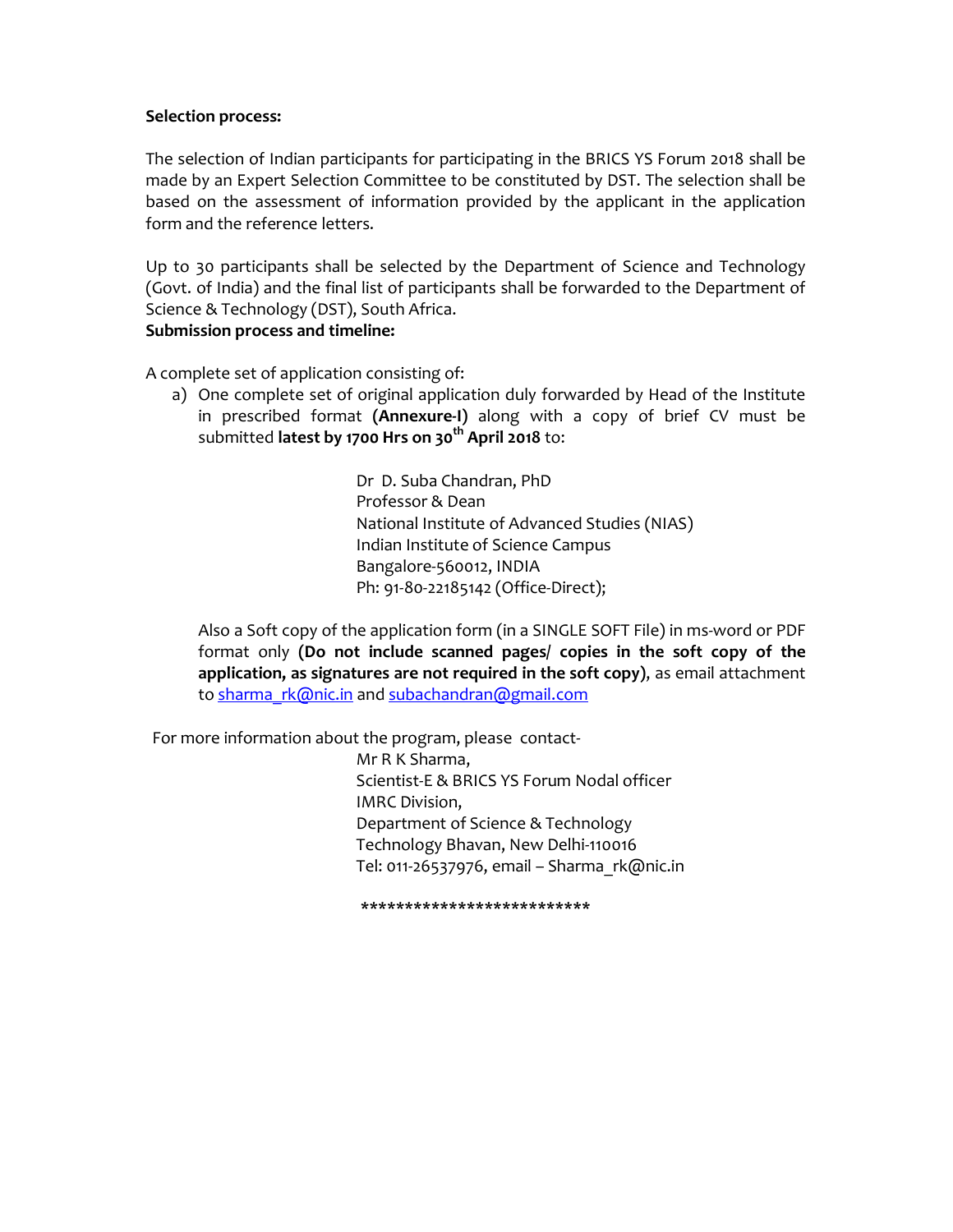**Selection process:**

The selection of Indian participants for participating in the BRICS YS Forum 2018 shall be made by an Expert Selection Committee to be constituted by DST. The selection shall be based on the assessment of information provided by the applicant in the application form and the reference letters.

Up to 30 participants shall be selected by the Department of Science and Technology (Govt. of India) and the final list of participants shall be forwarded to the Department of Science & Technology (DST), South Africa.

**Submission process and timeline:**

A complete set of application consisting of:

a) One complete set of original application duly forwarded by Head of the Institute in prescribed format **(Annexure-I)** along with a copy of brief CV must be submitted **latest by 1700 Hrs on 30th April 2018** to:

Dr D. Suba Chandran, PhD
Professor & Dean
National Institute of Advanced Studies (NIAS)
Indian Institute of Science Campus
Bangalore-560012, INDIA
Ph: 91-80-22185142 (Office-Direct);

Also a Soft copy of the application form (in a SINGLE SOFT File) in ms-word or PDF format only **(Do not include scanned pages/ copies in the soft copy of the application, as signatures are not required in the soft copy)**, as email attachment to sharma_rk@nic.in and subachandran@gmail.com

For more information about the program, please contact-

Mr R K Sharma,
Scientist-E & BRICS YS Forum Nodal officer
IMRC Division,
Department of Science & Technology
Technology Bhavan, New Delhi-110016
Tel: 011-26537976, email – Sharma_rk@nic.in

**************************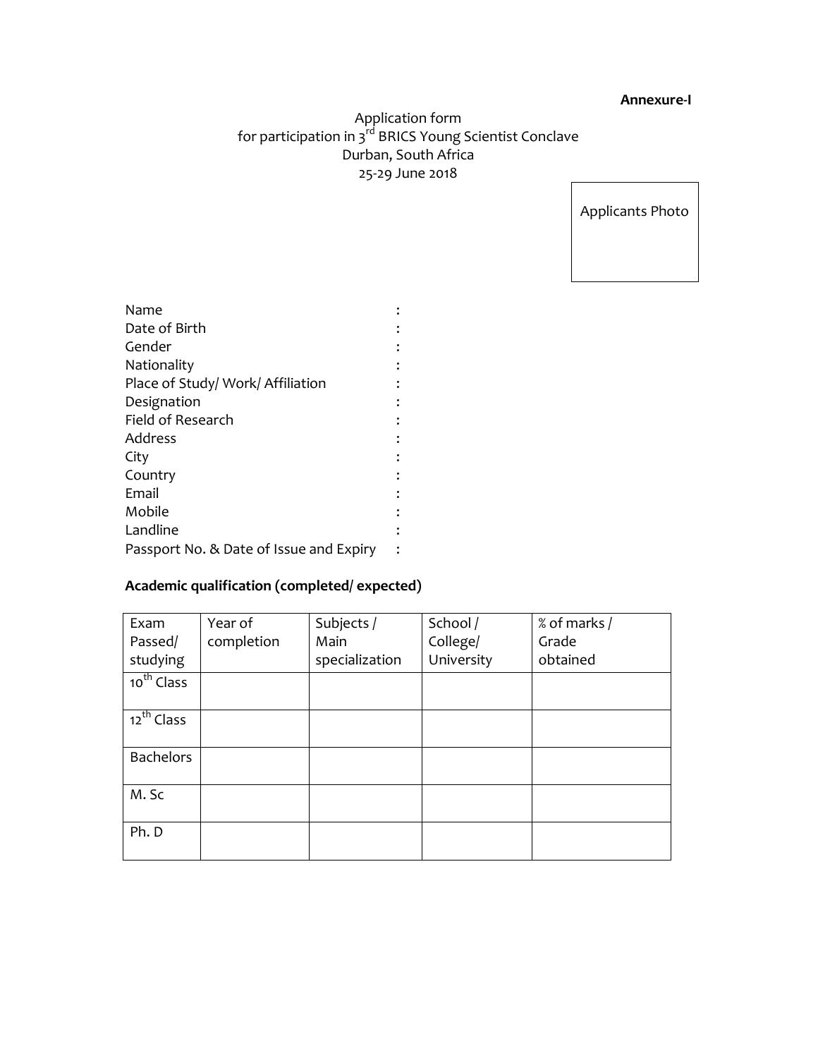**Annexure-I**

Application form
for participation in 3rd BRICS Young Scientist Conclave
Durban, South Africa
25-29 June 2018

Applicants Photo

| | |
|---|---|
| Name | : |
| Date of Birth | : |
| Gender | : |
| Nationality | : |
| Place of Study/ Work/ Affiliation | : |
| Designation | : |
| Field of Research | : |
| Address | : |
| City | : |
| Country | : |
| Email | : |
| Mobile | : |
| Landline | : |
| Passport No. & Date of Issue and Expiry | : |

**Academic qualification (completed/ expected)**

| Exam Passed/ studying | Year of completion | Subjects / Main specialization | School / College/ University | % of marks / Grade obtained |
|---|---|---|---|---|
| 10th Class | | | | |
| 12th Class | | | | |
| Bachelors | | | | |
| M. Sc | | | | |
| Ph. D | | | | |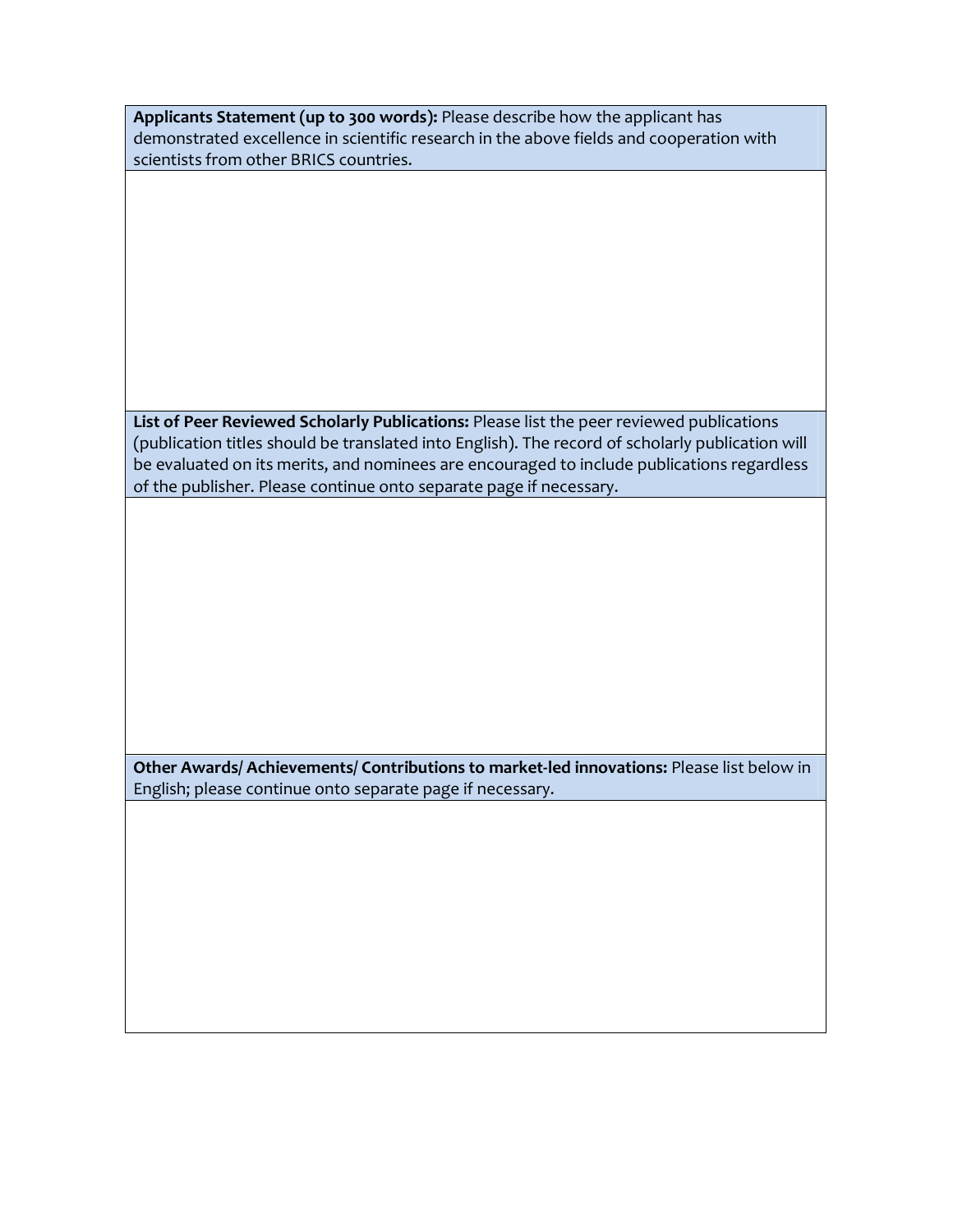| **Applicants Statement (up to 300 words):** Please describe how the applicant has demonstrated excellence in scientific research in the above fields and cooperation with scientists from other BRICS countries. |
| --- |
| |
| **List of Peer Reviewed Scholarly Publications:** Please list the peer reviewed publications (publication titles should be translated into English). The record of scholarly publication will be evaluated on its merits, and nominees are encouraged to include publications regardless of the publisher. Please continue onto separate page if necessary. |
| |
| **Other Awards/ Achievements/ Contributions to market-led innovations:** Please list below in English; please continue onto separate page if necessary. |
| |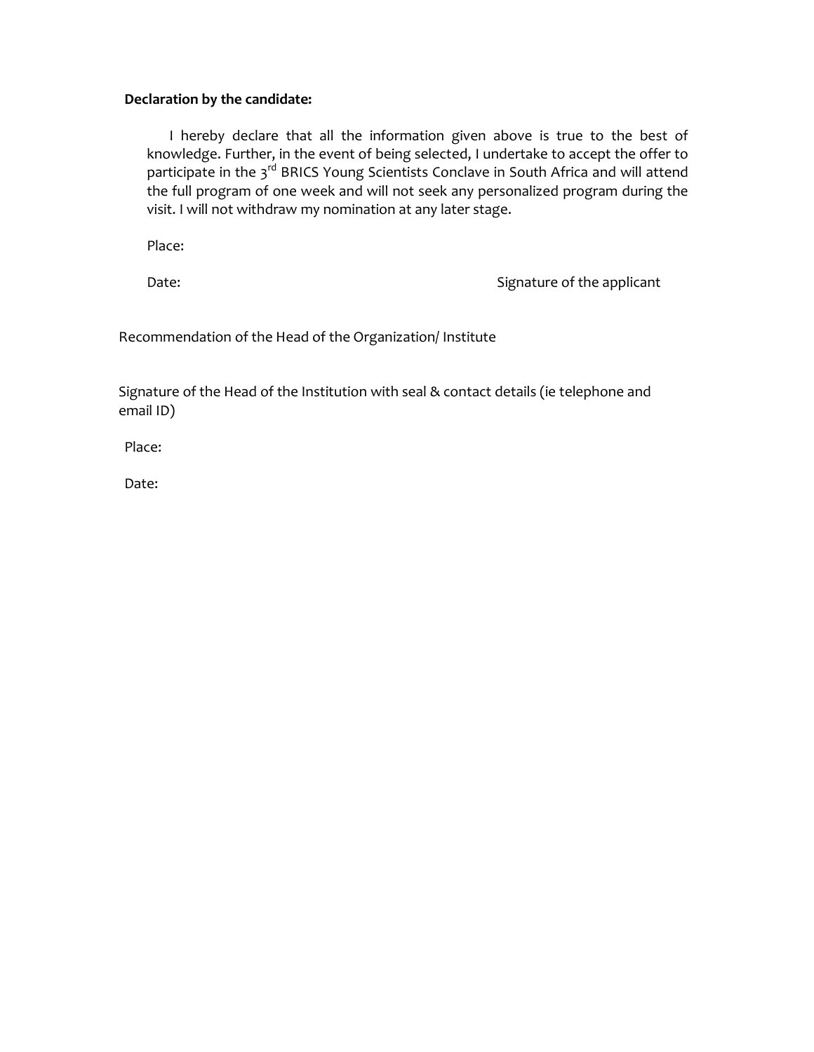**Declaration by the candidate:**

I hereby declare that all the information given above is true to the best of knowledge. Further, in the event of being selected, I undertake to accept the offer to participate in the 3rd BRICS Young Scientists Conclave in South Africa and will attend the full program of one week and will not seek any personalized program during the visit. I will not withdraw my nomination at any later stage.

Place:

Date: Signature of the applicant

Recommendation of the Head of the Organization/ Institute

Signature of the Head of the Institution with seal & contact details (ie telephone and email ID)

Place:

Date: